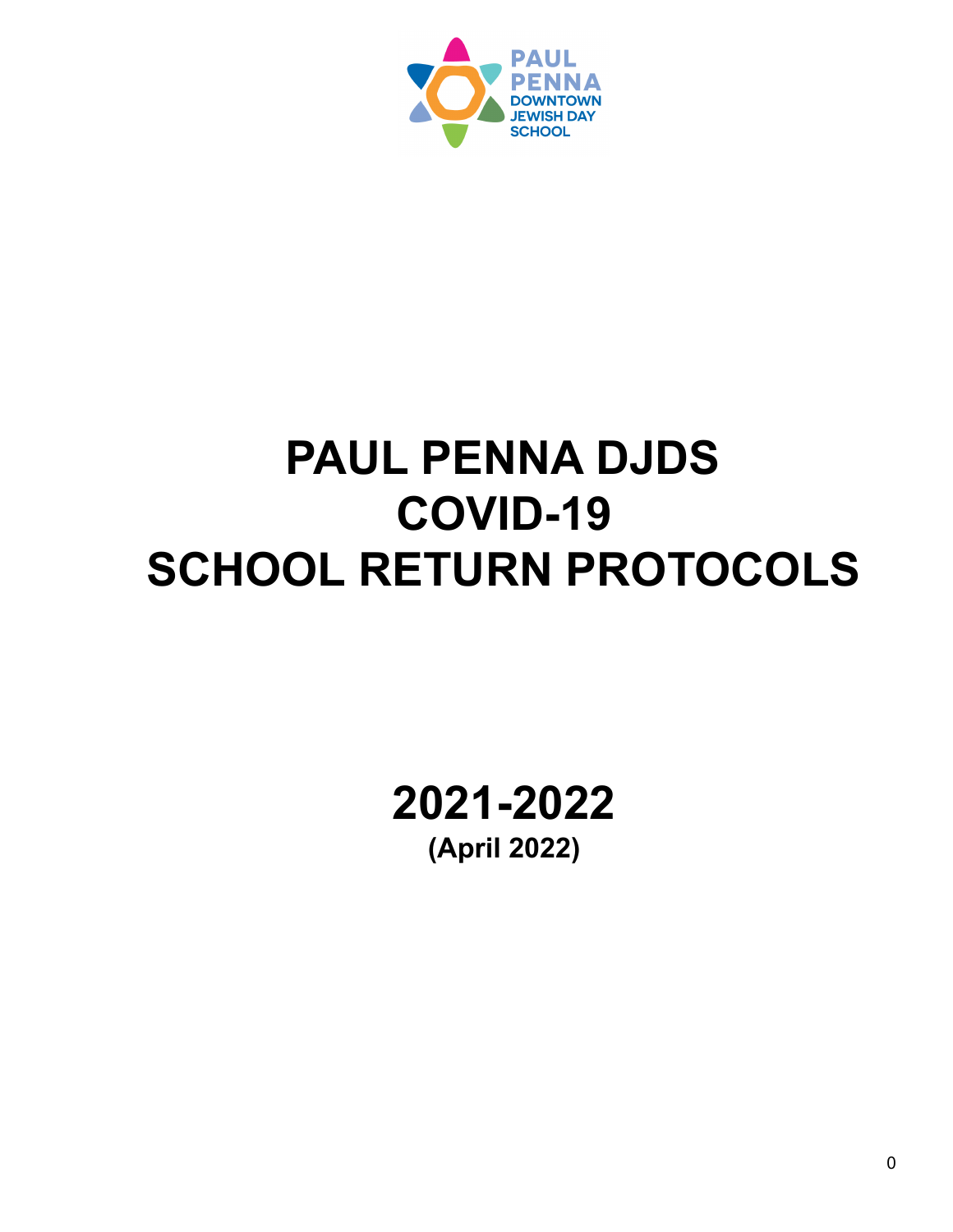PAUL PENNA DOWNTOWN JEWISH DAY SCHOOL

# PAUL PENNA DJDS COVID-19 SCHOOL RETURN PROTOCOLS

## 2021-2022

**(April 2022)**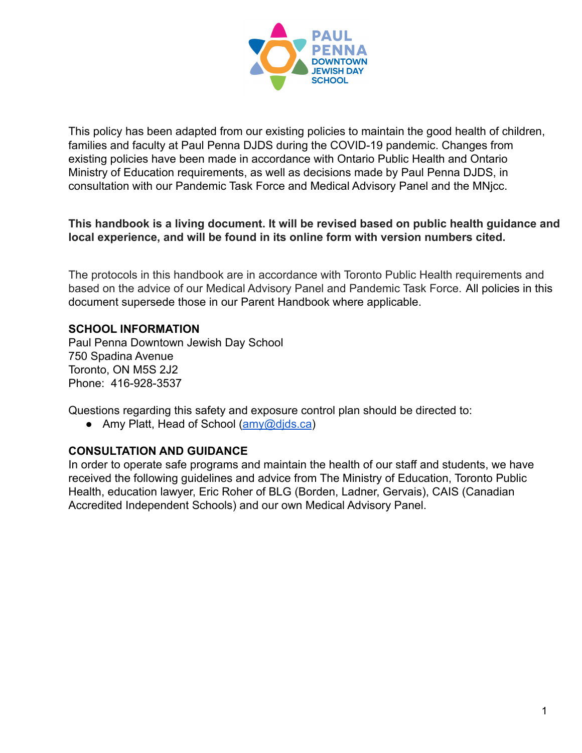This policy has been adapted from our existing policies to maintain the good health of children, families and faculty at Paul Penna DJDS during the COVID-19 pandemic. Changes from existing policies have been made in accordance with Ontario Public Health and Ontario Ministry of Education requirements, as well as decisions made by Paul Penna DJDS, in consultation with our Pandemic Task Force and Medical Advisory Panel and the MNjcc.

**This handbook is a living document. It will be revised based on public health guidance and local experience, and will be found in its online form with version numbers cited.**

The protocols in this handbook are in accordance with Toronto Public Health requirements and based on the advice of our Medical Advisory Panel and Pandemic Task Force. All policies in this document supersede those in our Parent Handbook where applicable.

**SCHOOL INFORMATION**
Paul Penna Downtown Jewish Day School
750 Spadina Avenue
Toronto, ON M5S 2J2
Phone: 416-928-3537

Questions regarding this safety and exposure control plan should be directed to:

- Amy Platt, Head of School (amy@djds.ca)

**CONSULTATION AND GUIDANCE**
In order to operate safe programs and maintain the health of our staff and students, we have received the following guidelines and advice from The Ministry of Education, Toronto Public Health, education lawyer, Eric Roher of BLG (Borden, Ladner, Gervais), CAIS (Canadian Accredited Independent Schools) and our own Medical Advisory Panel.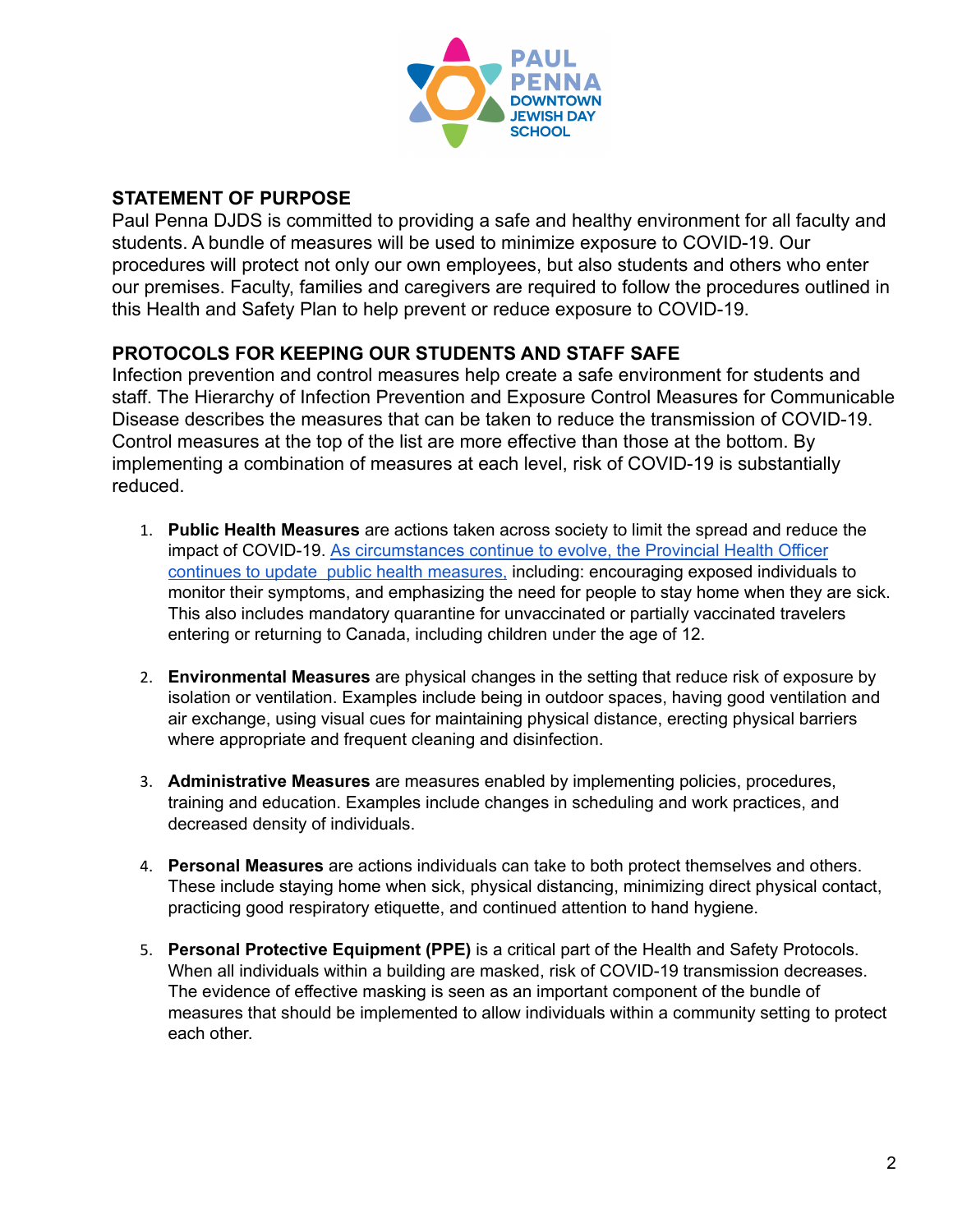## STATEMENT OF PURPOSE

Paul Penna DJDS is committed to providing a safe and healthy environment for all faculty and students. A bundle of measures will be used to minimize exposure to COVID-19. Our procedures will protect not only our own employees, but also students and others who enter our premises. Faculty, families and caregivers are required to follow the procedures outlined in this Health and Safety Plan to help prevent or reduce exposure to COVID-19.

## PROTOCOLS FOR KEEPING OUR STUDENTS AND STAFF SAFE

Infection prevention and control measures help create a safe environment for students and staff. The Hierarchy of Infection Prevention and Exposure Control Measures for Communicable Disease describes the measures that can be taken to reduce the transmission of COVID-19. Control measures at the top of the list are more effective than those at the bottom. By implementing a combination of measures at each level, risk of COVID-19 is substantially reduced.

1. **Public Health Measures** are actions taken across society to limit the spread and reduce the impact of COVID-19. As circumstances continue to evolve, the Provincial Health Officer continues to update public health measures, including: encouraging exposed individuals to monitor their symptoms, and emphasizing the need for people to stay home when they are sick. This also includes mandatory quarantine for unvaccinated or partially vaccinated travelers entering or returning to Canada, including children under the age of 12.

2. **Environmental Measures** are physical changes in the setting that reduce risk of exposure by isolation or ventilation. Examples include being in outdoor spaces, having good ventilation and air exchange, using visual cues for maintaining physical distance, erecting physical barriers where appropriate and frequent cleaning and disinfection.

3. **Administrative Measures** are measures enabled by implementing policies, procedures, training and education. Examples include changes in scheduling and work practices, and decreased density of individuals.

4. **Personal Measures** are actions individuals can take to both protect themselves and others. These include staying home when sick, physical distancing, minimizing direct physical contact, practicing good respiratory etiquette, and continued attention to hand hygiene.

5. **Personal Protective Equipment (PPE)** is a critical part of the Health and Safety Protocols. When all individuals within a building are masked, risk of COVID-19 transmission decreases. The evidence of effective masking is seen as an important component of the bundle of measures that should be implemented to allow individuals within a community setting to protect each other.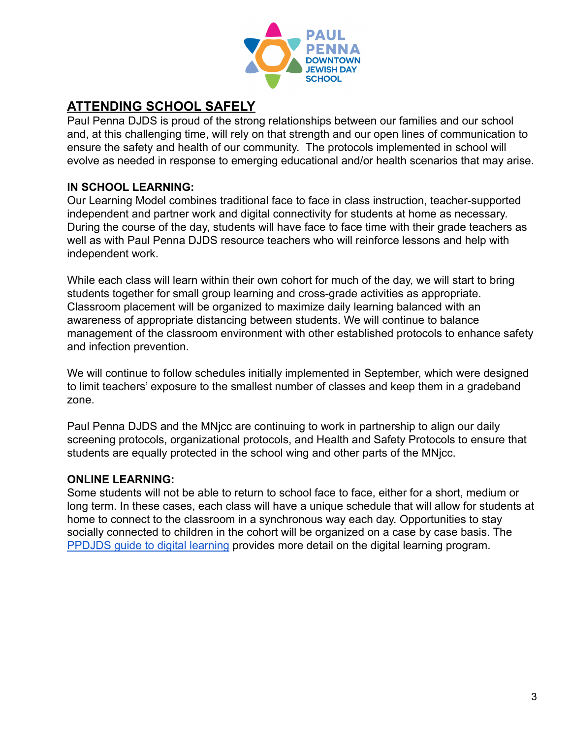## ATTENDING SCHOOL SAFELY

Paul Penna DJDS is proud of the strong relationships between our families and our school and, at this challenging time, will rely on that strength and our open lines of communication to ensure the safety and health of our community. The protocols implemented in school will evolve as needed in response to emerging educational and/or health scenarios that may arise.

### IN SCHOOL LEARNING:

Our Learning Model combines traditional face to face in class instruction, teacher-supported independent and partner work and digital connectivity for students at home as necessary. During the course of the day, students will have face to face time with their grade teachers as well as with Paul Penna DJDS resource teachers who will reinforce lessons and help with independent work.

While each class will learn within their own cohort for much of the day, we will start to bring students together for small group learning and cross-grade activities as appropriate. Classroom placement will be organized to maximize daily learning balanced with an awareness of appropriate distancing between students. We will continue to balance management of the classroom environment with other established protocols to enhance safety and infection prevention.

We will continue to follow schedules initially implemented in September, which were designed to limit teachers' exposure to the smallest number of classes and keep them in a gradeband zone.

Paul Penna DJDS and the MNjcc are continuing to work in partnership to align our daily screening protocols, organizational protocols, and Health and Safety Protocols to ensure that students are equally protected in the school wing and other parts of the MNjcc.

### ONLINE LEARNING:

Some students will not be able to return to school face to face, either for a short, medium or long term. In these cases, each class will have a unique schedule that will allow for students at home to connect to the classroom in a synchronous way each day. Opportunities to stay socially connected to children in the cohort will be organized on a case by case basis. The PPDJDS guide to digital learning provides more detail on the digital learning program.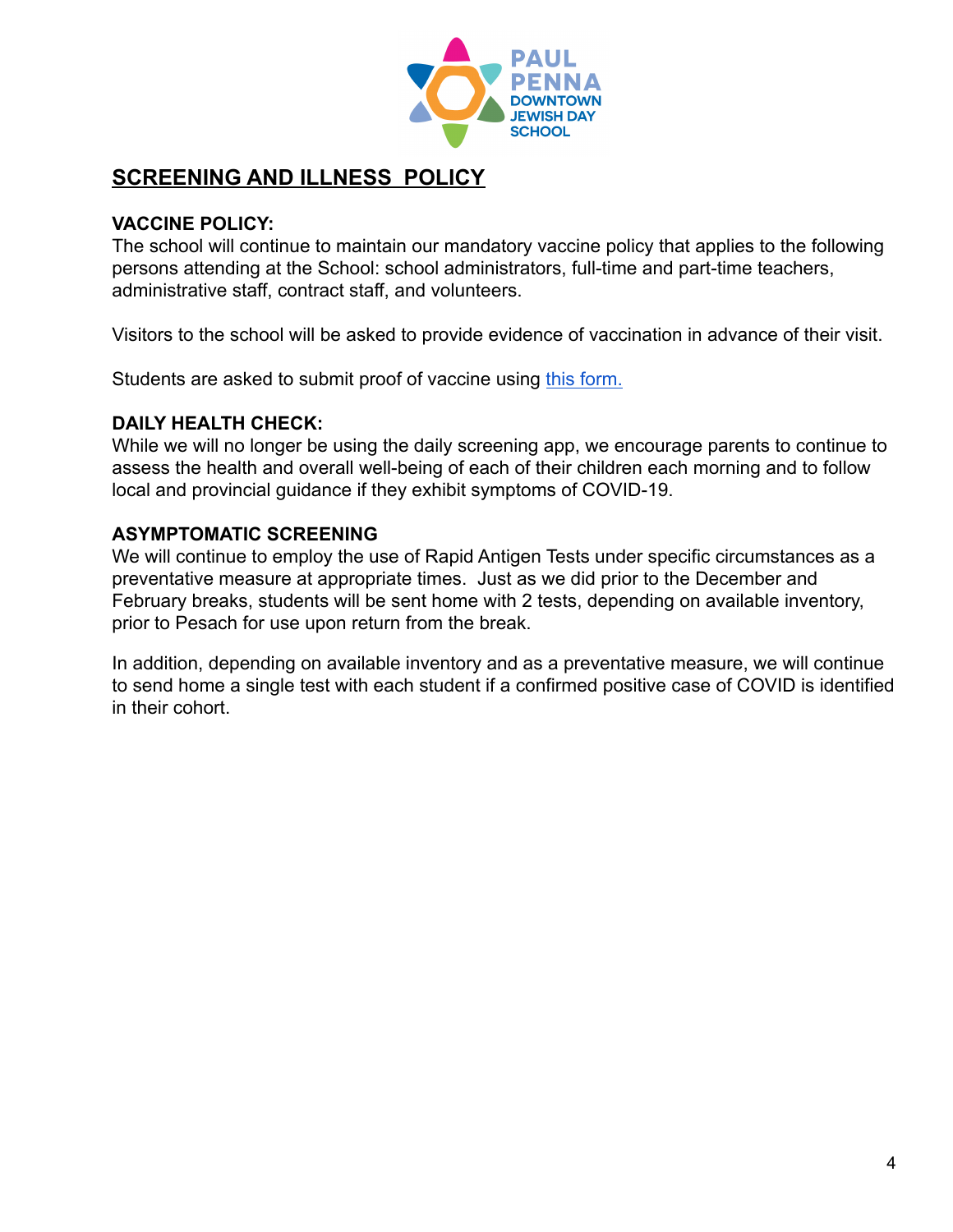## SCREENING AND ILLNESS POLICY

**VACCINE POLICY:**
The school will continue to maintain our mandatory vaccine policy that applies to the following persons attending at the School: school administrators, full-time and part-time teachers, administrative staff, contract staff, and volunteers.

Visitors to the school will be asked to provide evidence of vaccination in advance of their visit.

Students are asked to submit proof of vaccine using this form.

**DAILY HEALTH CHECK:**
While we will no longer be using the daily screening app, we encourage parents to continue to assess the health and overall well-being of each of their children each morning and to follow local and provincial guidance if they exhibit symptoms of COVID-19.

**ASYMPTOMATIC SCREENING**
We will continue to employ the use of Rapid Antigen Tests under specific circumstances as a preventative measure at appropriate times. Just as we did prior to the December and February breaks, students will be sent home with 2 tests, depending on available inventory, prior to Pesach for use upon return from the break.

In addition, depending on available inventory and as a preventative measure, we will continue to send home a single test with each student if a confirmed positive case of COVID is identified in their cohort.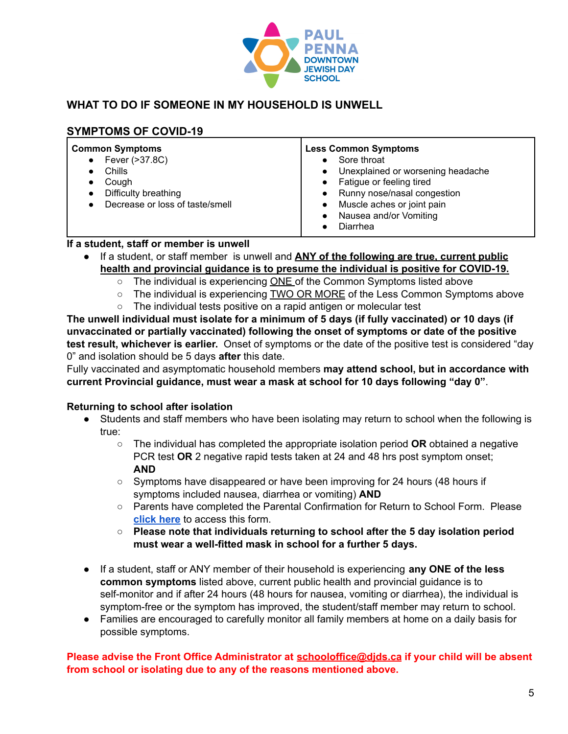PAUL PENNA DOWNTOWN JEWISH DAY SCHOOL

## WHAT TO DO IF SOMEONE IN MY HOUSEHOLD IS UNWELL

### SYMPTOMS OF COVID-19

| Common Symptoms | Less Common Symptoms |
|---|---|
| • Fever (>37.8C)<br>• Chills<br>• Cough<br>• Difficulty breathing<br>• Decrease or loss of taste/smell | • Sore throat<br>• Unexplained or worsening headache<br>• Fatigue or feeling tired<br>• Runny nose/nasal congestion<br>• Muscle aches or joint pain<br>• Nausea and/or Vomiting<br>• Diarrhea |

**If a student, staff or member is unwell**

- If a student, or staff member is unwell and **ANY of the following are true, current public health and provincial guidance is to presume the individual is positive for COVID-19.**
  - The individual is experiencing ONE of the Common Symptoms listed above
  - The individual is experiencing TWO OR MORE of the Less Common Symptoms above
  - The individual tests positive on a rapid antigen or molecular test

**The unwell individual must isolate for a minimum of 5 days (if fully vaccinated) or 10 days (if unvaccinated or partially vaccinated) following the onset of symptoms or date of the positive test result, whichever is earlier.** Onset of symptoms or the date of the positive test is considered "day 0" and isolation should be 5 days **after** this date.

Fully vaccinated and asymptomatic household members **may attend school, but in accordance with current Provincial guidance, must wear a mask at school for 10 days following "day 0"**.

**Returning to school after isolation**

- Students and staff members who have been isolating may return to school when the following is true:
  - The individual has completed the appropriate isolation period **OR** obtained a negative PCR test **OR** 2 negative rapid tests taken at 24 and 48 hrs post symptom onset; **AND**
  - Symptoms have disappeared or have been improving for 24 hours (48 hours if symptoms included nausea, diarrhea or vomiting) **AND**
  - Parents have completed the Parental Confirmation for Return to School Form. Please **click here** to access this form.
  - **Please note that individuals returning to school after the 5 day isolation period must wear a well-fitted mask in school for a further 5 days.**

- If a student, staff or ANY member of their household is experiencing **any ONE of the less common symptoms** listed above, current public health and provincial guidance is to self-monitor and if after 24 hours (48 hours for nausea, vomiting or diarrhea), the individual is symptom-free or the symptom has improved, the student/staff member may return to school.
- Families are encouraged to carefully monitor all family members at home on a daily basis for possible symptoms.

**Please advise the Front Office Administrator at schooloffice@djds.ca if your child will be absent from school or isolating due to any of the reasons mentioned above.**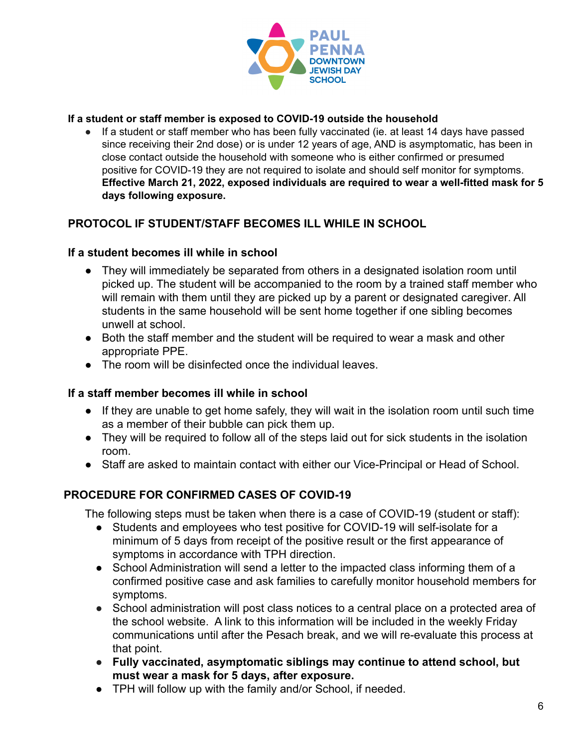**If a student or staff member is exposed to COVID-19 outside the household**

- If a student or staff member who has been fully vaccinated (ie. at least 14 days have passed since receiving their 2nd dose) or is under 12 years of age, AND is asymptomatic, has been in close contact outside the household with someone who is either confirmed or presumed positive for COVID-19 they are not required to isolate and should self monitor for symptoms. **Effective March 21, 2022, exposed individuals are required to wear a well-fitted mask for 5 days following exposure.**

## PROTOCOL IF STUDENT/STAFF BECOMES ILL WHILE IN SCHOOL

### If a student becomes ill while in school

- They will immediately be separated from others in a designated isolation room until picked up. The student will be accompanied to the room by a trained staff member who will remain with them until they are picked up by a parent or designated caregiver. All students in the same household will be sent home together if one sibling becomes unwell at school.
- Both the staff member and the student will be required to wear a mask and other appropriate PPE.
- The room will be disinfected once the individual leaves.

### If a staff member becomes ill while in school

- If they are unable to get home safely, they will wait in the isolation room until such time as a member of their bubble can pick them up.
- They will be required to follow all of the steps laid out for sick students in the isolation room.
- Staff are asked to maintain contact with either our Vice-Principal or Head of School.

## PROCEDURE FOR CONFIRMED CASES OF COVID-19

The following steps must be taken when there is a case of COVID-19 (student or staff):

- Students and employees who test positive for COVID-19 will self-isolate for a minimum of 5 days from receipt of the positive result or the first appearance of symptoms in accordance with TPH direction.
- School Administration will send a letter to the impacted class informing them of a confirmed positive case and ask families to carefully monitor household members for symptoms.
- School administration will post class notices to a central place on a protected area of the school website. A link to this information will be included in the weekly Friday communications until after the Pesach break, and we will re-evaluate this process at that point.
- **Fully vaccinated, asymptomatic siblings may continue to attend school, but must wear a mask for 5 days, after exposure.**
- TPH will follow up with the family and/or School, if needed.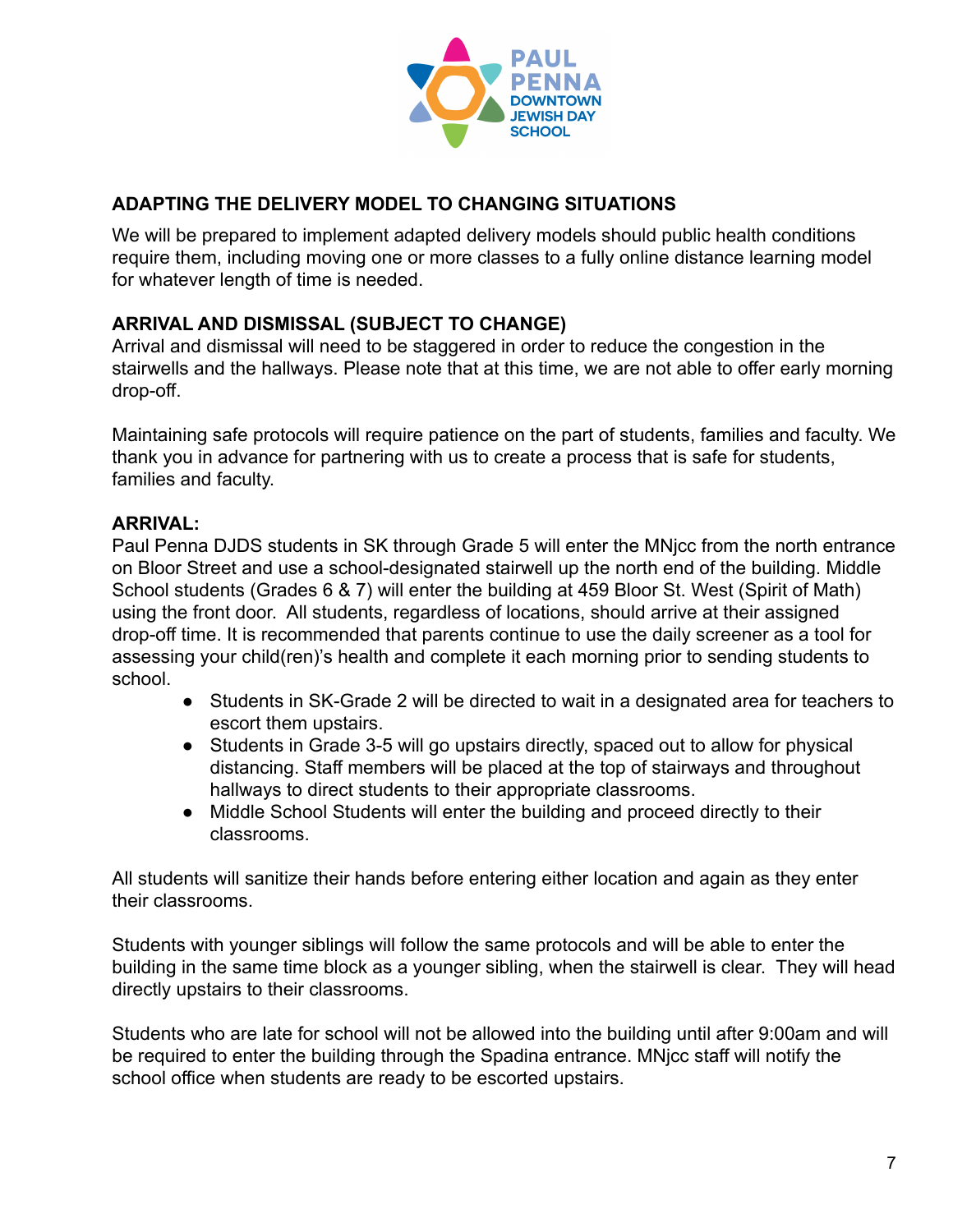## ADAPTING THE DELIVERY MODEL TO CHANGING SITUATIONS

We will be prepared to implement adapted delivery models should public health conditions require them, including moving one or more classes to a fully online distance learning model for whatever length of time is needed.

## ARRIVAL AND DISMISSAL (SUBJECT TO CHANGE)

Arrival and dismissal will need to be staggered in order to reduce the congestion in the stairwells and the hallways. Please note that at this time, we are not able to offer early morning drop-off.

Maintaining safe protocols will require patience on the part of students, families and faculty. We thank you in advance for partnering with us to create a process that is safe for students, families and faculty.

## ARRIVAL:

Paul Penna DJDS students in SK through Grade 5 will enter the MNjcc from the north entrance on Bloor Street and use a school-designated stairwell up the north end of the building. Middle School students (Grades 6 & 7) will enter the building at 459 Bloor St. West (Spirit of Math) using the front door. All students, regardless of locations, should arrive at their assigned drop-off time. It is recommended that parents continue to use the daily screener as a tool for assessing your child(ren)'s health and complete it each morning prior to sending students to school.

- Students in SK-Grade 2 will be directed to wait in a designated area for teachers to escort them upstairs.
- Students in Grade 3-5 will go upstairs directly, spaced out to allow for physical distancing. Staff members will be placed at the top of stairways and throughout hallways to direct students to their appropriate classrooms.
- Middle School Students will enter the building and proceed directly to their classrooms.

All students will sanitize their hands before entering either location and again as they enter their classrooms.

Students with younger siblings will follow the same protocols and will be able to enter the building in the same time block as a younger sibling, when the stairwell is clear. They will head directly upstairs to their classrooms.

Students who are late for school will not be allowed into the building until after 9:00am and will be required to enter the building through the Spadina entrance. MNjcc staff will notify the school office when students are ready to be escorted upstairs.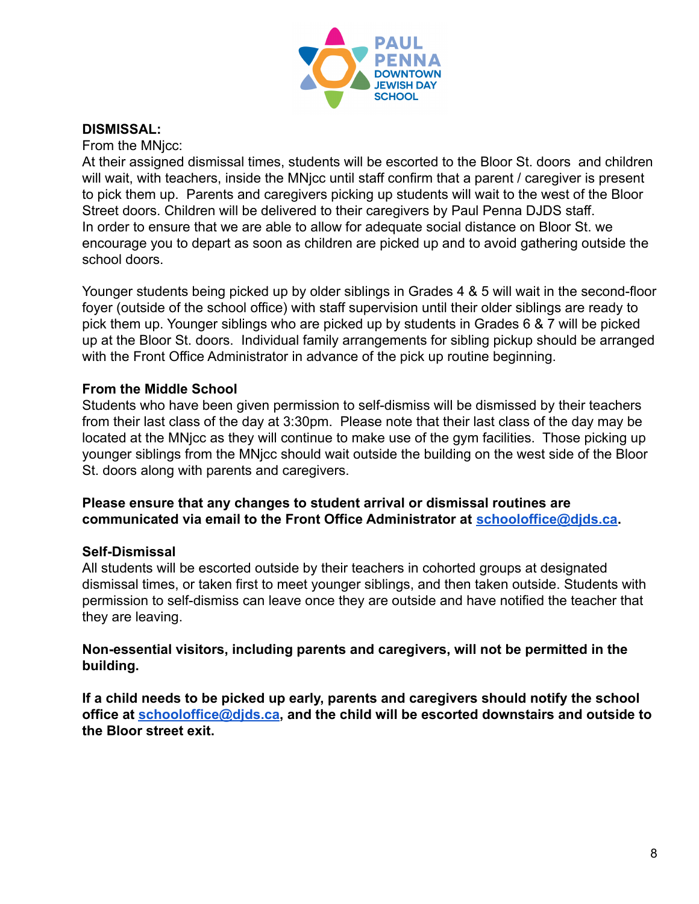**DISMISSAL:**

From the MNjcc:

At their assigned dismissal times, students will be escorted to the Bloor St. doors and children will wait, with teachers, inside the MNjcc until staff confirm that a parent / caregiver is present to pick them up. Parents and caregivers picking up students will wait to the west of the Bloor Street doors. Children will be delivered to their caregivers by Paul Penna DJDS staff.
In order to ensure that we are able to allow for adequate social distance on Bloor St. we encourage you to depart as soon as children are picked up and to avoid gathering outside the school doors.

Younger students being picked up by older siblings in Grades 4 & 5 will wait in the second-floor foyer (outside of the school office) with staff supervision until their older siblings are ready to pick them up. Younger siblings who are picked up by students in Grades 6 & 7 will be picked up at the Bloor St. doors. Individual family arrangements for sibling pickup should be arranged with the Front Office Administrator in advance of the pick up routine beginning.

**From the Middle School**

Students who have been given permission to self-dismiss will be dismissed by their teachers from their last class of the day at 3:30pm. Please note that their last class of the day may be located at the MNjcc as they will continue to make use of the gym facilities. Those picking up younger siblings from the MNjcc should wait outside the building on the west side of the Bloor St. doors along with parents and caregivers.

**Please ensure that any changes to student arrival or dismissal routines are communicated via email to the Front Office Administrator at schooloffice@djds.ca.**

**Self-Dismissal**

All students will be escorted outside by their teachers in cohorted groups at designated dismissal times, or taken first to meet younger siblings, and then taken outside. Students with permission to self-dismiss can leave once they are outside and have notified the teacher that they are leaving.

**Non-essential visitors, including parents and caregivers, will not be permitted in the building.**

**If a child needs to be picked up early, parents and caregivers should notify the school office at schooloffice@djds.ca, and the child will be escorted downstairs and outside to the Bloor street exit.**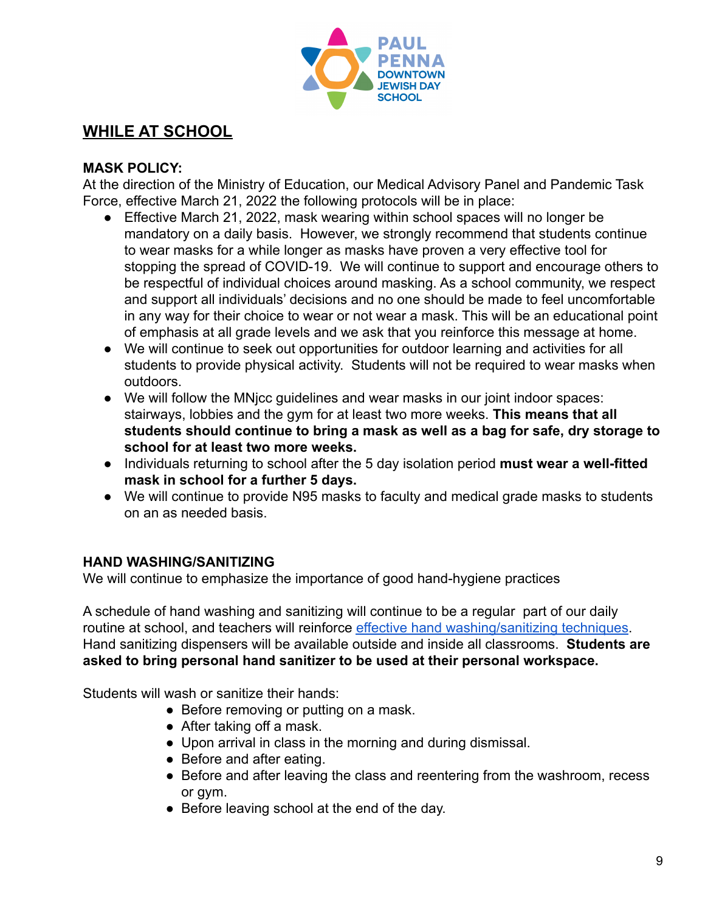## WHILE AT SCHOOL

### MASK POLICY:

At the direction of the Ministry of Education, our Medical Advisory Panel and Pandemic Task Force, effective March 21, 2022 the following protocols will be in place:

- Effective March 21, 2022, mask wearing within school spaces will no longer be mandatory on a daily basis. However, we strongly recommend that students continue to wear masks for a while longer as masks have proven a very effective tool for stopping the spread of COVID-19. We will continue to support and encourage others to be respectful of individual choices around masking. As a school community, we respect and support all individuals' decisions and no one should be made to feel uncomfortable in any way for their choice to wear or not wear a mask. This will be an educational point of emphasis at all grade levels and we ask that you reinforce this message at home.
- We will continue to seek out opportunities for outdoor learning and activities for all students to provide physical activity. Students will not be required to wear masks when outdoors.
- We will follow the MNjcc guidelines and wear masks in our joint indoor spaces: stairways, lobbies and the gym for at least two more weeks. **This means that all students should continue to bring a mask as well as a bag for safe, dry storage to school for at least two more weeks.**
- Individuals returning to school after the 5 day isolation period **must wear a well-fitted mask in school for a further 5 days.**
- We will continue to provide N95 masks to faculty and medical grade masks to students on an as needed basis.

### HAND WASHING/SANITIZING

We will continue to emphasize the importance of good hand-hygiene practices

A schedule of hand washing and sanitizing will continue to be a regular part of our daily routine at school, and teachers will reinforce [effective hand washing/sanitizing techniques](). Hand sanitizing dispensers will be available outside and inside all classrooms. **Students are asked to bring personal hand sanitizer to be used at their personal workspace.**

Students will wash or sanitize their hands:

- Before removing or putting on a mask.
- After taking off a mask.
- Upon arrival in class in the morning and during dismissal.
- Before and after eating.
- Before and after leaving the class and reentering from the washroom, recess or gym.
- Before leaving school at the end of the day.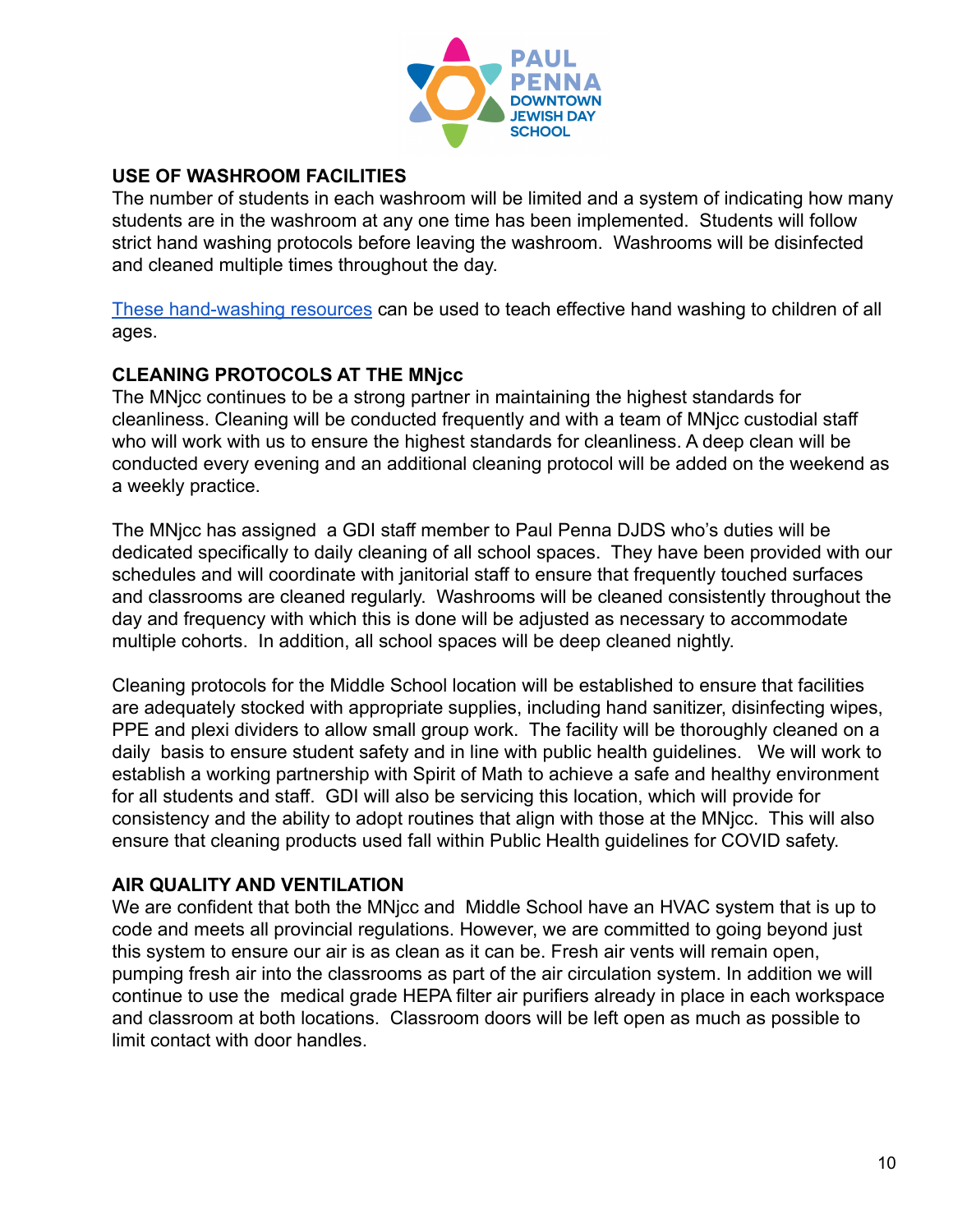## USE OF WASHROOM FACILITIES

The number of students in each washroom will be limited and a system of indicating how many students are in the washroom at any one time has been implemented. Students will follow strict hand washing protocols before leaving the washroom. Washrooms will be disinfected and cleaned multiple times throughout the day.

These hand-washing resources can be used to teach effective hand washing to children of all ages.

## CLEANING PROTOCOLS AT THE MNjcc

The MNjcc continues to be a strong partner in maintaining the highest standards for cleanliness. Cleaning will be conducted frequently and with a team of MNjcc custodial staff who will work with us to ensure the highest standards for cleanliness. A deep clean will be conducted every evening and an additional cleaning protocol will be added on the weekend as a weekly practice.

The MNjcc has assigned a GDI staff member to Paul Penna DJDS who's duties will be dedicated specifically to daily cleaning of all school spaces. They have been provided with our schedules and will coordinate with janitorial staff to ensure that frequently touched surfaces and classrooms are cleaned regularly. Washrooms will be cleaned consistently throughout the day and frequency with which this is done will be adjusted as necessary to accommodate multiple cohorts. In addition, all school spaces will be deep cleaned nightly.

Cleaning protocols for the Middle School location will be established to ensure that facilities are adequately stocked with appropriate supplies, including hand sanitizer, disinfecting wipes, PPE and plexi dividers to allow small group work. The facility will be thoroughly cleaned on a daily basis to ensure student safety and in line with public health guidelines. We will work to establish a working partnership with Spirit of Math to achieve a safe and healthy environment for all students and staff. GDI will also be servicing this location, which will provide for consistency and the ability to adopt routines that align with those at the MNjcc. This will also ensure that cleaning products used fall within Public Health guidelines for COVID safety.

## AIR QUALITY AND VENTILATION

We are confident that both the MNjcc and Middle School have an HVAC system that is up to code and meets all provincial regulations. However, we are committed to going beyond just this system to ensure our air is as clean as it can be. Fresh air vents will remain open, pumping fresh air into the classrooms as part of the air circulation system. In addition we will continue to use the medical grade HEPA filter air purifiers already in place in each workspace and classroom at both locations. Classroom doors will be left open as much as possible to limit contact with door handles.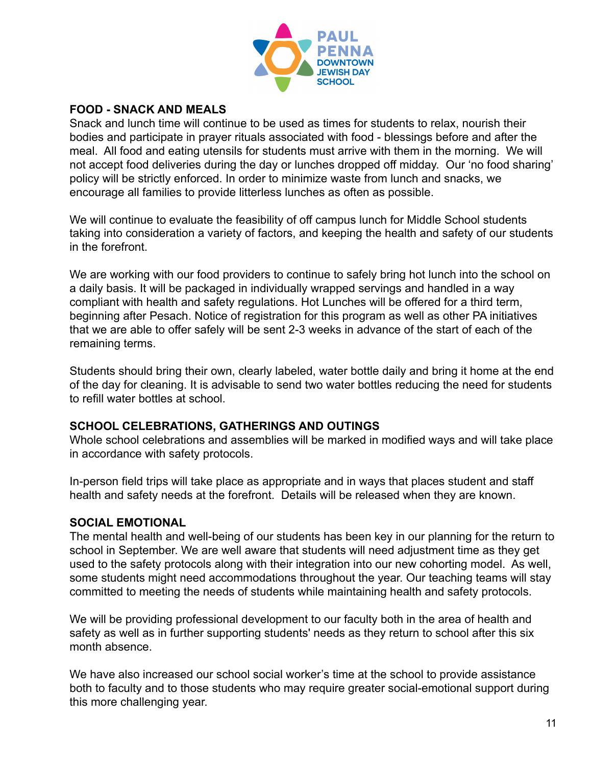## FOOD - SNACK AND MEALS

Snack and lunch time will continue to be used as times for students to relax, nourish their bodies and participate in prayer rituals associated with food - blessings before and after the meal. All food and eating utensils for students must arrive with them in the morning. We will not accept food deliveries during the day or lunches dropped off midday. Our 'no food sharing' policy will be strictly enforced. In order to minimize waste from lunch and snacks, we encourage all families to provide litterless lunches as often as possible.

We will continue to evaluate the feasibility of off campus lunch for Middle School students taking into consideration a variety of factors, and keeping the health and safety of our students in the forefront.

We are working with our food providers to continue to safely bring hot lunch into the school on a daily basis. It will be packaged in individually wrapped servings and handled in a way compliant with health and safety regulations. Hot Lunches will be offered for a third term, beginning after Pesach. Notice of registration for this program as well as other PA initiatives that we are able to offer safely will be sent 2-3 weeks in advance of the start of each of the remaining terms.

Students should bring their own, clearly labeled, water bottle daily and bring it home at the end of the day for cleaning. It is advisable to send two water bottles reducing the need for students to refill water bottles at school.

## SCHOOL CELEBRATIONS, GATHERINGS AND OUTINGS

Whole school celebrations and assemblies will be marked in modified ways and will take place in accordance with safety protocols.

In-person field trips will take place as appropriate and in ways that places student and staff health and safety needs at the forefront. Details will be released when they are known.

## SOCIAL EMOTIONAL

The mental health and well-being of our students has been key in our planning for the return to school in September. We are well aware that students will need adjustment time as they get used to the safety protocols along with their integration into our new cohorting model. As well, some students might need accommodations throughout the year. Our teaching teams will stay committed to meeting the needs of students while maintaining health and safety protocols.

We will be providing professional development to our faculty both in the area of health and safety as well as in further supporting students' needs as they return to school after this six month absence.

We have also increased our school social worker's time at the school to provide assistance both to faculty and to those students who may require greater social-emotional support during this more challenging year.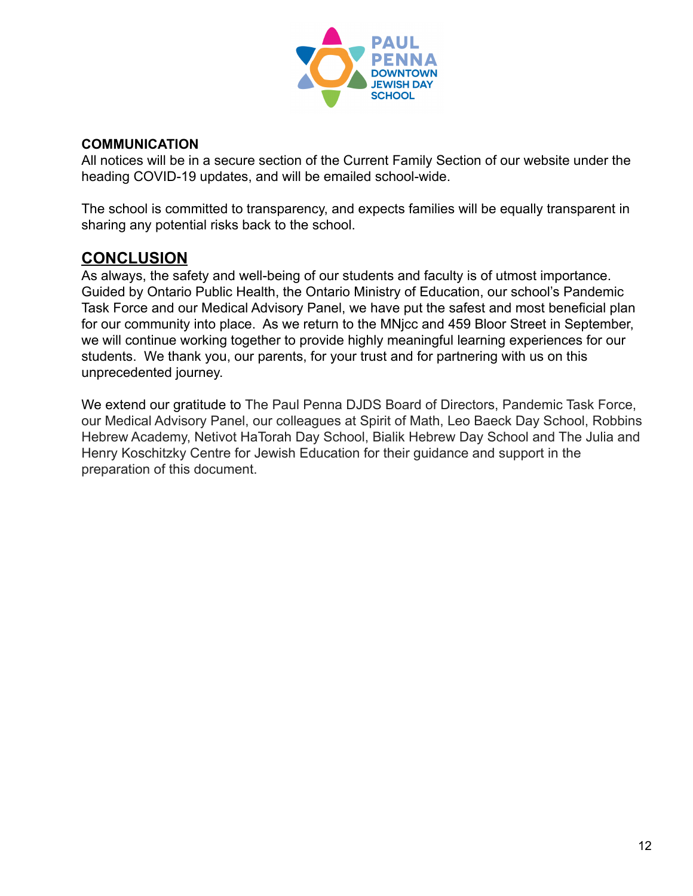**COMMUNICATION**

All notices will be in a secure section of the Current Family Section of our website under the heading COVID-19 updates, and will be emailed school-wide.

The school is committed to transparency, and expects families will be equally transparent in sharing any potential risks back to the school.

## CONCLUSION

As always, the safety and well-being of our students and faculty is of utmost importance. Guided by Ontario Public Health, the Ontario Ministry of Education, our school's Pandemic Task Force and our Medical Advisory Panel, we have put the safest and most beneficial plan for our community into place. As we return to the MNjcc and 459 Bloor Street in September, we will continue working together to provide highly meaningful learning experiences for our students. We thank you, our parents, for your trust and for partnering with us on this unprecedented journey.

We extend our gratitude to The Paul Penna DJDS Board of Directors, Pandemic Task Force, our Medical Advisory Panel, our colleagues at Spirit of Math, Leo Baeck Day School, Robbins Hebrew Academy, Netivot HaTorah Day School, Bialik Hebrew Day School and The Julia and Henry Koschitzky Centre for Jewish Education for their guidance and support in the preparation of this document.